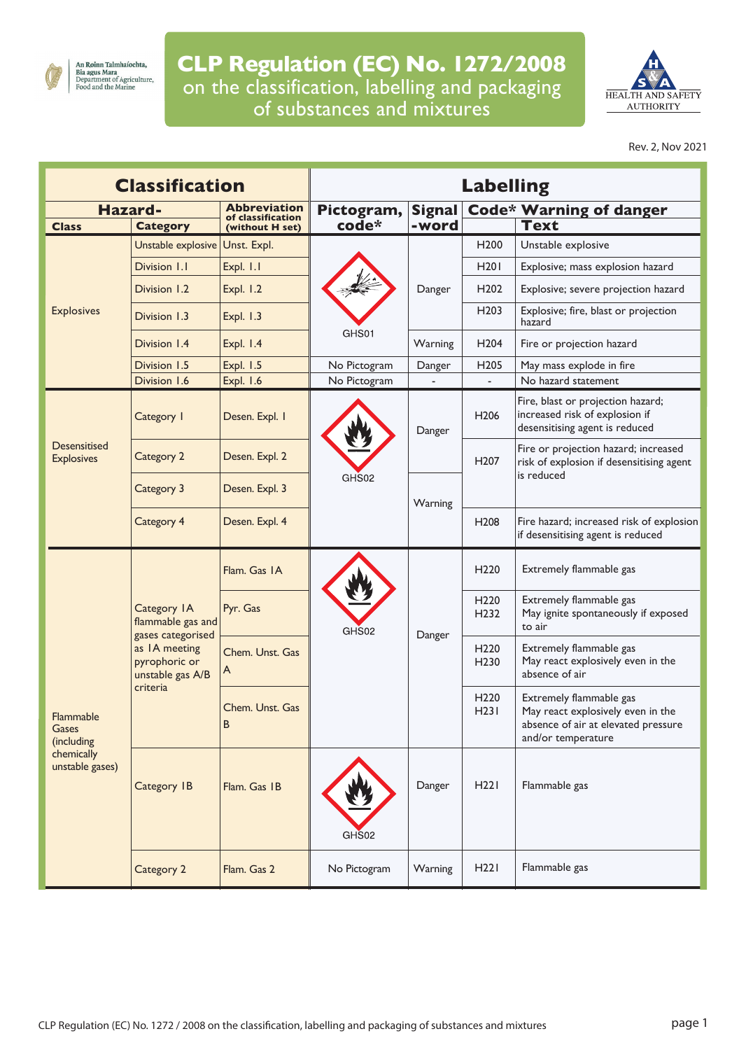# CLP Regulation (EC) No. 1272/2008

## on the classification, labelling and packaging of substances and mixtures

Rev. 2, Nov 2021

| Classification | | | Labelling | | | |
|---|---|---|---|---|---|---|
| Hazard- | | Abbreviation of classification (without H set) | Pictogram, code* | Signal -word | Code* Warning of danger | |
| Class | Category | | | | | Text |
| Explosives | Unstable explosive | Unst. Expl. | GHS01 | Danger | H200 | Unstable explosive |
| | Division 1.1 | Expl. 1.1 | GHS01 | Danger | H201 | Explosive; mass explosion hazard |
| | Division 1.2 | Expl. 1.2 | GHS01 | Danger | H202 | Explosive; severe projection hazard |
| | Division 1.3 | Expl. 1.3 | GHS01 | Danger | H203 | Explosive; fire, blast or projection hazard |
| | Division 1.4 | Expl. 1.4 | GHS01 | Warning | H204 | Fire or projection hazard |
| | Division 1.5 | Expl. 1.5 | No Pictogram | Danger | H205 | May mass explode in fire |
| | Division 1.6 | Expl. 1.6 | No Pictogram | - | - | No hazard statement |
| Desensitised Explosives | Category 1 | Desen. Expl. 1 | GHS02 | Danger | H206 | Fire, blast or projection hazard; increased risk of explosion if desensitising agent is reduced |
| | Category 2 | Desen. Expl. 2 | GHS02 | Danger | H207 | Fire or projection hazard; increased risk of explosion if desensitising agent is reduced |
| | Category 3 | Desen. Expl. 3 | GHS02 | Warning | H207 | Fire or projection hazard; increased risk of explosion if desensitising agent is reduced |
| | Category 4 | Desen. Expl. 4 | GHS02 | Warning | H208 | Fire hazard; increased risk of explosion if desensitising agent is reduced |
| Flammable Gases (including chemically unstable gases) | Category 1A flammable gas and gases categorised as 1A meeting pyrophoric or unstable gas A/B criteria | Flam. Gas 1A | GHS02 | Danger | H220 | Extremely flammable gas |
| | | Pyr. Gas | GHS02 | Danger | H220 H232 | Extremely flammable gas May ignite spontaneously if exposed to air |
| | | Chem. Unst. Gas A | GHS02 | Danger | H220 H230 | Extremely flammable gas May react explosively even in the absence of air |
| | | Chem. Unst. Gas B | GHS02 | Danger | H220 H231 | Extremely flammable gas May react explosively even in the absence of air at elevated pressure and/or temperature |
| | Category 1B | Flam. Gas 1B | GHS02 | Danger | H221 | Flammable gas |
| | Category 2 | Flam. Gas 2 | No Pictogram | Warning | H221 | Flammable gas |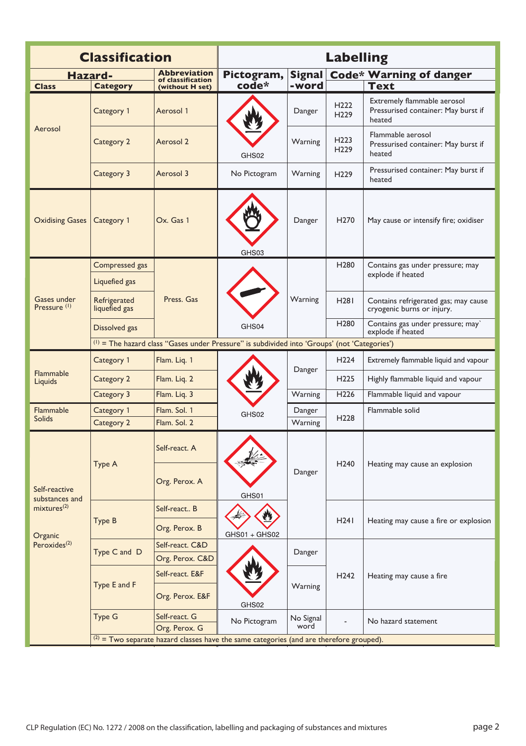| Classification | | | Labelling | | | |
|---|---|---|---|---|---|---|
| Hazard- | | Abbreviation of classification (without H set) | Pictogram, code* | Signal -word | Code* | Warning of danger Text |
| Class | Category | | | | | |
| Aerosol | Category 1 | Aerosol 1 | GHS02 | Danger | H222 H229 | Extremely flammable aerosol Pressurised container: May burst if heated |
| | Category 2 | Aerosol 2 | GHS02 | Warning | H223 H229 | Flammable aerosol Pressurised container: May burst if heated |
| | Category 3 | Aerosol 3 | No Pictogram | Warning | H229 | Pressurised container: May burst if heated |
| Oxidising Gases | Category 1 | Ox. Gas 1 | GHS03 | Danger | H270 | May cause or intensify fire; oxidiser |
| Gases under Pressure (1) | Compressed gas | Press. Gas | GHS04 | Warning | H280 | Contains gas under pressure; may explode if heated |
| | Liquefied gas | | | | | |
| | Refrigerated liquefied gas | | | | H281 | Contains refrigerated gas; may cause cryogenic burns or injury. |
| | Dissolved gas | | | | H280 | Contains gas under pressure; may` explode if heated |
| | (1) = The hazard class "Gases under Pressure" is subdivided into 'Groups' (not 'Categories') | | | | | |
| Flammable Liquids | Category 1 | Flam. Liq. 1 | GHS02 | Danger | H224 | Extremely flammable liquid and vapour |
| | Category 2 | Flam. Liq. 2 | | | H225 | Highly flammable liquid and vapour |
| | Category 3 | Flam. Liq. 3 | | Warning | H226 | Flammable liquid and vapour |
| Flammable Solids | Category 1 | Flam. Sol. 1 | | Danger | H228 | Flammable solid |
| | Category 2 | Flam. Sol. 2 | | Warning | | |
| Self-reactive substances and mixtures(2) Organic Peroxides(2) | Type A | Self-react. A | GHS01 | Danger | H240 | Heating may cause an explosion |
| | | Org. Perox. A | | | | |
| | Type B | Self-react.. B | GHS01 + GHS02 | | H241 | Heating may cause a fire or explosion |
| | | Org. Perox. B | | | | |
| | Type C and D | Self-react. C&D | GHS02 | Danger | H242 | Heating may cause a fire |
| | | Org. Perox. C&D | | | | |
| | Type E and F | Self-react. E&F | | Warning | | |
| | | Org. Perox. E&F | | | | |
| | Type G | Self-react. G | No Pictogram | No Signal word | - | No hazard statement |
| | | Org. Perox. G | | | | |
| | (2) = Two separate hazard classes have the same categories (and are therefore grouped). | | | | | |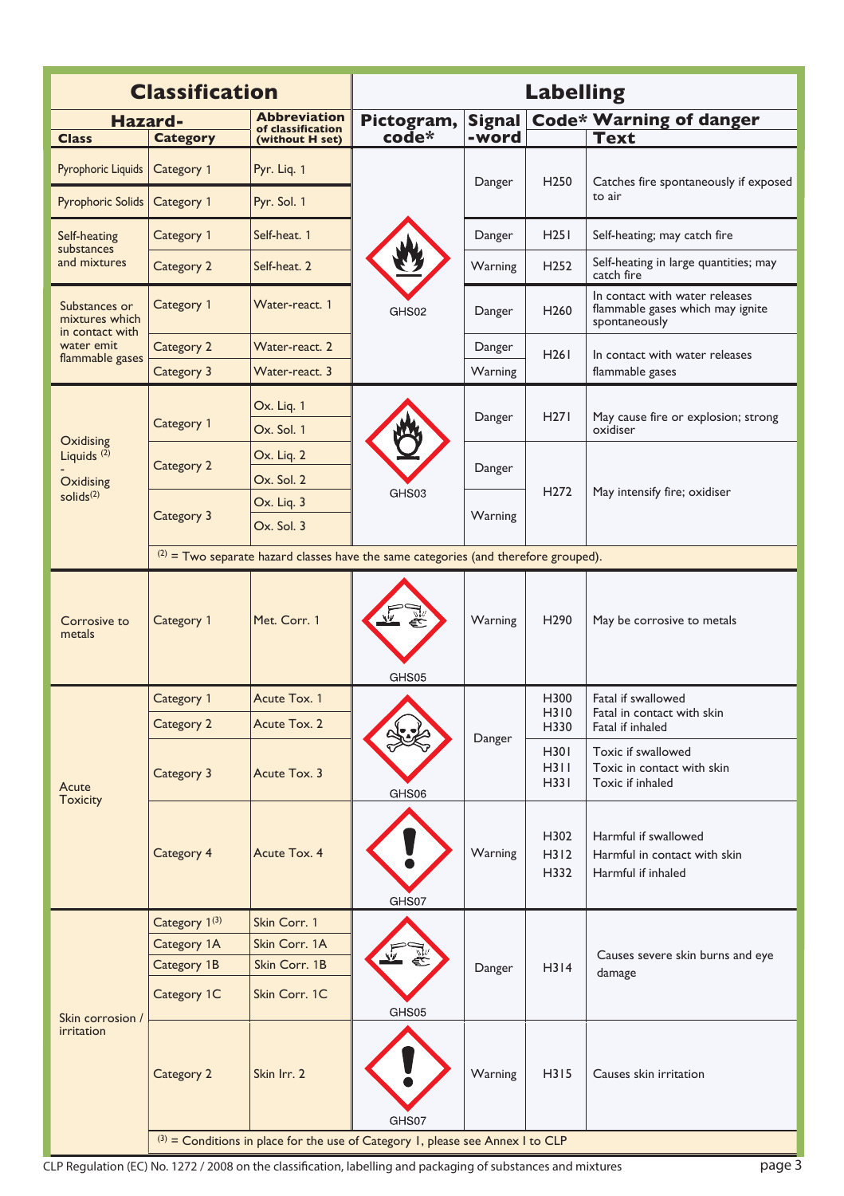| Classification | | | Labelling | | | |
|---|---|---|---|---|---|---|
| **Hazard-** | | **Abbreviation of classification (without H set)** | **Pictogram, code*** | **Signal -word** | **Code*** | **Warning of danger** |
| **Class** | **Category** | | | | | **Text** |
| Pyrophoric Liquids | Category 1 | Pyr. Liq. 1 | GHS02 | Danger | H250 | Catches fire spontaneously if exposed to air |
| Pyrophoric Solids | Category 1 | Pyr. Sol. 1 | GHS02 | Danger | H250 | Catches fire spontaneously if exposed to air |
| Self-heating substances and mixtures | Category 1 | Self-heat. 1 | GHS02 | Danger | H251 | Self-heating; may catch fire |
| | Category 2 | Self-heat. 2 | GHS02 | Warning | H252 | Self-heating in large quantities; may catch fire |
| Substances or mixtures which in contact with water emit flammable gases | Category 1 | Water-react. 1 | GHS02 | Danger | H260 | In contact with water releases flammable gases which may ignite spontaneously |
| | Category 2 | Water-react. 2 | GHS02 | Danger | H261 | In contact with water releases flammable gases |
| | Category 3 | Water-react. 3 | GHS02 | Warning | H261 | In contact with water releases flammable gases |
| Oxidising Liquids [2] - Oxidising solids[2] | Category 1 | Ox. Liq. 1 | GHS03 | Danger | H271 | May cause fire or explosion; strong oxidiser |
| | | Ox. Sol. 1 | GHS03 | Danger | H271 | May cause fire or explosion; strong oxidiser |
| | Category 2 | Ox. Liq. 2 | GHS03 | Danger | H272 | May intensify fire; oxidiser |
| | | Ox. Sol. 2 | GHS03 | Danger | H272 | May intensify fire; oxidiser |
| | Category 3 | Ox. Liq. 3 | GHS03 | Warning | H272 | May intensify fire; oxidiser |
| | | Ox. Sol. 3 | GHS03 | Warning | H272 | May intensify fire; oxidiser |
| | [2] = Two separate hazard classes have the same categories (and therefore grouped). | | | | | |
| Corrosive to metals | Category 1 | Met. Corr. 1 | GHS05 | Warning | H290 | May be corrosive to metals |
| Acute Toxicity | Category 1 | Acute Tox. 1 | GHS06 | Danger | H300 H310 H330 | Fatal if swallowed Fatal in contact with skin Fatal if inhaled |
| | Category 2 | Acute Tox. 2 | GHS06 | Danger | H300 H310 H330 | Fatal if swallowed Fatal in contact with skin Fatal if inhaled |
| | Category 3 | Acute Tox. 3 | GHS06 | Danger | H301 H311 H331 | Toxic if swallowed Toxic in contact with skin Toxic if inhaled |
| | Category 4 | Acute Tox. 4 | GHS07 | Warning | H302 H312 H332 | Harmful if swallowed Harmful in contact with skin Harmful if inhaled |
| Skin corrosion / irritation | Category 1[3] | Skin Corr. 1 | GHS05 | Danger | H314 | Causes severe skin burns and eye damage |
| | Category 1A | Skin Corr. 1A | GHS05 | Danger | H314 | Causes severe skin burns and eye damage |
| | Category 1B | Skin Corr. 1B | GHS05 | Danger | H314 | Causes severe skin burns and eye damage |
| | Category 1C | Skin Corr. 1C | GHS05 | Danger | H314 | Causes severe skin burns and eye damage |
| | Category 2 | Skin Irr. 2 | GHS07 | Warning | H315 | Causes skin irritation |
| | [3] = Conditions in place for the use of Category 1, please see Annex I to CLP | | | | | |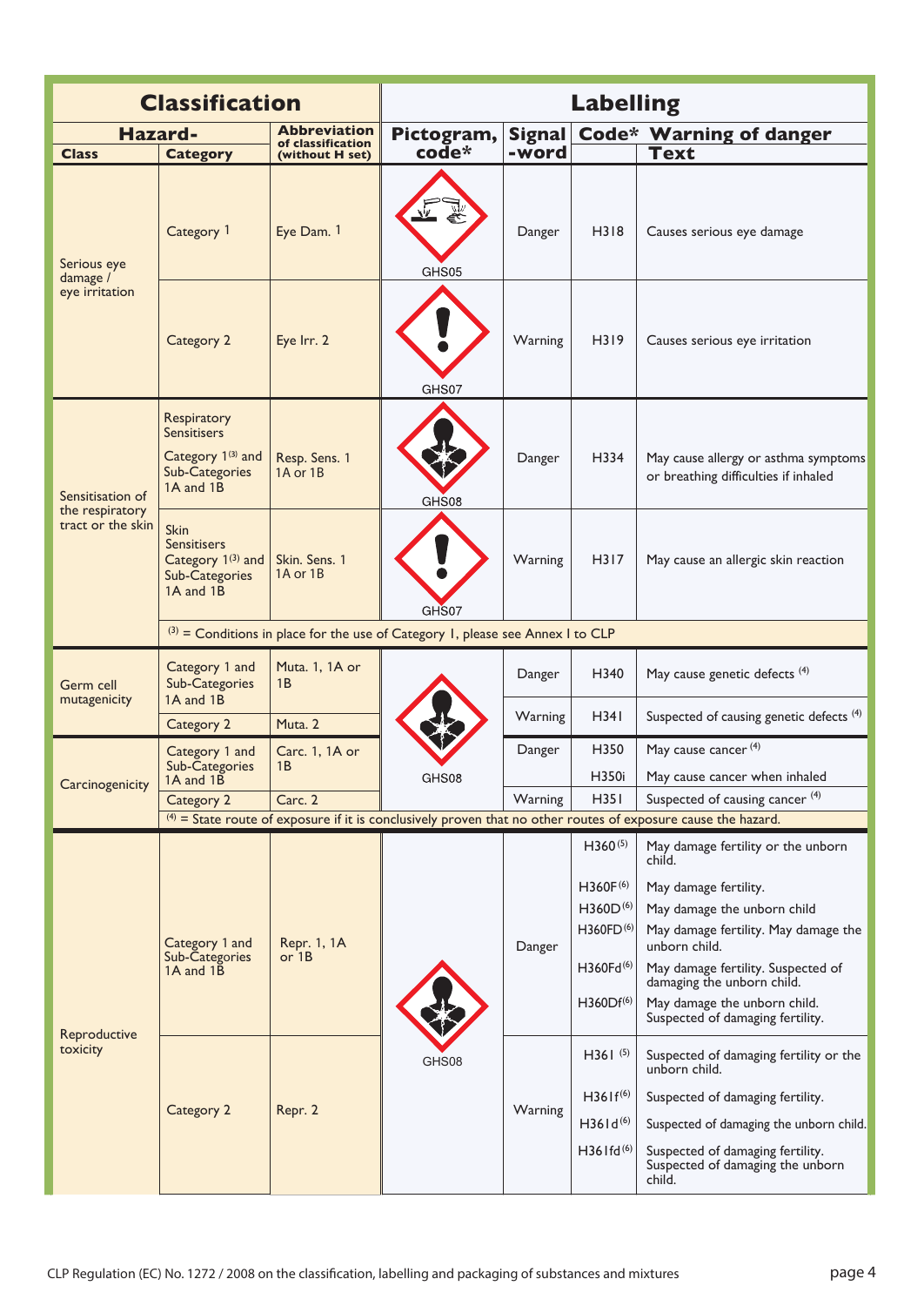| Classification | | | Labelling | | | |
|---|---|---|---|---|---|---|
| Hazard- | | Abbreviation of classification (without H set) | Pictogram, code* | Signal-word | Code* | Warning of danger Text |
| Class | Category | | | | | |
| Serious eye damage / eye irritation | Category 1 | Eye Dam. 1 | GHS05 | Danger | H318 | Causes serious eye damage |
| | Category 2 | Eye Irr. 2 | GHS07 | Warning | H319 | Causes serious eye irritation |
| Sensitisation of the respiratory tract or the skin | Respiratory Sensitisers Category 1[3] and Sub-Categories 1A and 1B | Resp. Sens. 1 1A or 1B | GHS08 | Danger | H334 | May cause allergy or asthma symptoms or breathing difficulties if inhaled |
| | Skin Sensitisers Category 1[3] and Sub-Categories 1A and 1B | Skin. Sens. 1 1A or 1B | GHS07 | Warning | H317 | May cause an allergic skin reaction |
| | [3] = Conditions in place for the use of Category 1, please see Annex I to CLP | | | | | |
| Germ cell mutagenicity | Category 1 and Sub-Categories 1A and 1B | Muta. 1, 1A or 1B | GHS08 | Danger | H340 | May cause genetic defects [4] |
| | Category 2 | Muta. 2 | | Warning | H341 | Suspected of causing genetic defects [4] |
| Carcinogenicity | Category 1 and Sub-Categories 1A and 1B | Carc. 1, 1A or 1B | | Danger | H350 | May cause cancer [4] |
| | | | | | H350i | May cause cancer when inhaled |
| | Category 2 | Carc. 2 | | Warning | H351 | Suspected of causing cancer [4] |
| | [4] = State route of exposure if it is conclusively proven that no other routes of exposure cause the hazard. | | | | | |
| Reproductive toxicity | Category 1 and Sub-Categories 1A and 1B | Repr. 1, 1A or 1B | GHS08 | Danger | H360[5] | May damage fertility or the unborn child. |
| | | | | | H360F[6] | May damage fertility. |
| | | | | | H360D[6] | May damage the unborn child |
| | | | | | H360FD[6] | May damage fertility. May damage the unborn child. |
| | | | | | H360Fd[6] | May damage fertility. Suspected of damaging the unborn child. |
| | | | | | H360Df[6] | May damage the unborn child. Suspected of damaging fertility. |
| | Category 2 | Repr. 2 | | Warning | H361[5] | Suspected of damaging fertility or the unborn child. |
| | | | | | H361f[6] | Suspected of damaging fertility. |
| | | | | | H361d[6] | Suspected of damaging the unborn child. |
| | | | | | H361fd[6] | Suspected of damaging fertility. Suspected of damaging the unborn child. |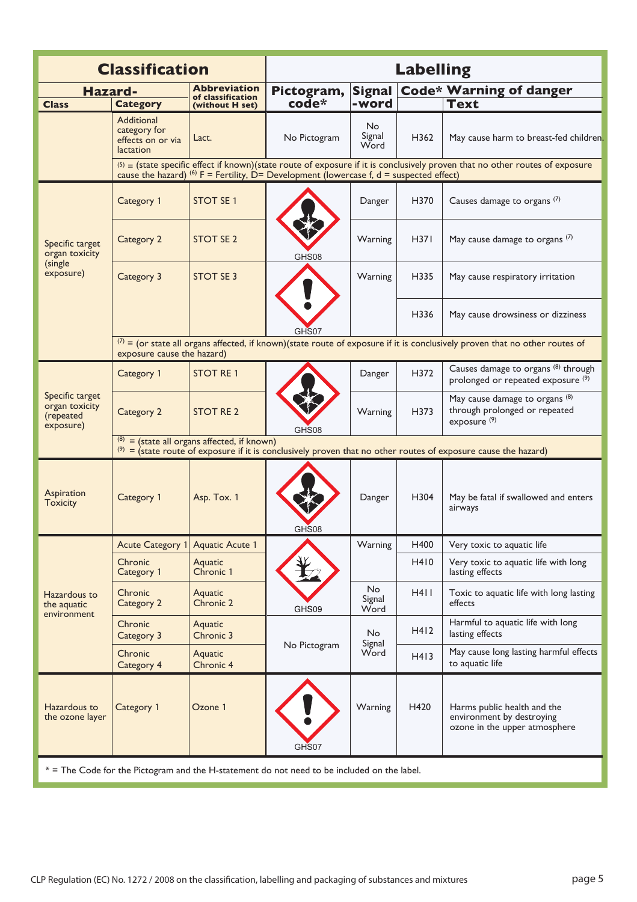| Classification | | | Labelling | | | |
|---|---|---|---|---|---|---|
| **Hazard-** | | **Abbreviation of classification (without H set)** | **Pictogram, code*** | **Signal -word** | **Code*** | **Warning of danger Text** |
| **Class** | **Category** | | | | | |
| | Additional category for effects on or via lactation | Lact. | No Pictogram | No Signal Word | H362 | May cause harm to breast-fed children. |
| | (5) = (state specific effect if known)(state route of exposure if it is conclusively proven that no other routes of exposure cause the hazard) (6) F = Fertility, D= Development (lowercase f, d = suspected effect) | | | | | |
| Specific target organ toxicity (single exposure) | Category 1 | STOT SE 1 | GHS08 | Danger | H370 | Causes damage to organs (7) |
| | Category 2 | STOT SE 2 | GHS08 | Warning | H371 | May cause damage to organs (7) |
| | Category 3 | STOT SE 3 | GHS07 | Warning | H335 | May cause respiratory irritation |
| | | | | | H336 | May cause drowsiness or dizziness |
| | (7) = (or state all organs affected, if known)(state route of exposure if it is conclusively proven that no other routes of exposure cause the hazard) | | | | | |
| Specific target organ toxicity (repeated exposure) | Category 1 | STOT RE 1 | GHS08 | Danger | H372 | Causes damage to organs (8) through prolonged or repeated exposure (9) |
| | Category 2 | STOT RE 2 | GHS08 | Warning | H373 | May cause damage to organs (8) through prolonged or repeated exposure (9) |
| | (8) = (state all organs affected, if known) (9) = (state route of exposure if it is conclusively proven that no other routes of exposure cause the hazard) | | | | | |
| Aspiration Toxicity | Category 1 | Asp. Tox. 1 | GHS08 | Danger | H304 | May be fatal if swallowed and enters airways |
| Hazardous to the aquatic environment | Acute Category 1 | Aquatic Acute 1 | GHS09 | Warning | H400 | Very toxic to aquatic life |
| | Chronic Category 1 | Aquatic Chronic 1 | GHS09 | Warning | H410 | Very toxic to aquatic life with long lasting effects |
| | Chronic Category 2 | Aquatic Chronic 2 | GHS09 | No Signal Word | H411 | Toxic to aquatic life with long lasting effects |
| | Chronic Category 3 | Aquatic Chronic 3 | No Pictogram | No Signal Word | H412 | Harmful to aquatic life with long lasting effects |
| | Chronic Category 4 | Aquatic Chronic 4 | No Pictogram | No Signal Word | H413 | May cause long lasting harmful effects to aquatic life |
| Hazardous to the ozone layer | Category 1 | Ozone 1 | GHS07 | Warning | H420 | Harms public health and the environment by destroying ozone in the upper atmosphere |

* = The Code for the Pictogram and the H-statement do not need to be included on the label.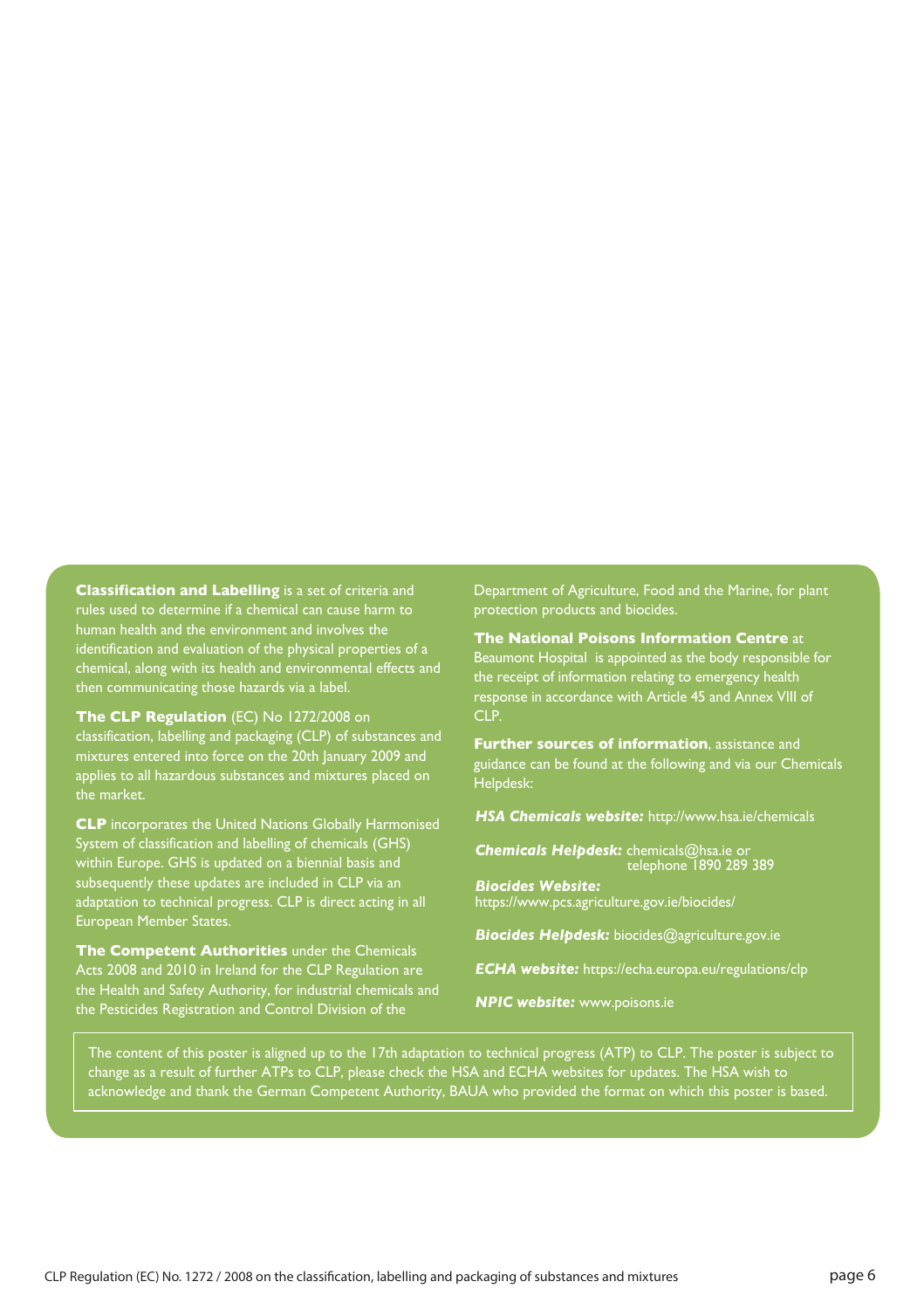**Classification and Labelling** is a set of criteria and rules used to determine if a chemical can cause harm to human health and the environment and involves the identification and evaluation of the physical properties of a chemical, along with its health and environmental effects and then communicating those hazards via a label.

**The CLP Regulation** (EC) No 1272/2008 on classification, labelling and packaging (CLP) of substances and mixtures entered into force on the 20th January 2009 and applies to all hazardous substances and mixtures placed on the market.

**CLP** incorporates the United Nations Globally Harmonised System of classification and labelling of chemicals (GHS) within Europe. GHS is updated on a biennial basis and subsequently these updates are included in CLP via an adaptation to technical progress. CLP is direct acting in all European Member States.

**The Competent Authorities** under the Chemicals Acts 2008 and 2010 in Ireland for the CLP Regulation are the Health and Safety Authority, for industrial chemicals and the Pesticides Registration and Control Division of the Department of Agriculture, Food and the Marine, for plant protection products and biocides.

**The National Poisons Information Centre** at Beaumont Hospital is appointed as the body responsible for the receipt of information relating to emergency health response in accordance with Article 45 and Annex VIII of CLP.

**Further sources of information**, assistance and guidance can be found at the following and via our Chemicals Helpdesk:

***HSA Chemicals website:*** http://www.hsa.ie/chemicals

***Chemicals Helpdesk:*** chemicals@hsa.ie or telephone 1890 289 389

***Biocides Website:*** https://www.pcs.agriculture.gov.ie/biocides/

***Biocides Helpdesk:*** biocides@agriculture.gov.ie

***ECHA website:*** https://echa.europa.eu/regulations/clp

***NPIC website:*** www.poisons.ie

The content of this poster is aligned up to the 17th adaptation to technical progress (ATP) to CLP. The poster is subject to change as a result of further ATPs to CLP, please check the HSA and ECHA websites for updates. The HSA wish to acknowledge and thank the German Competent Authority, BAUA who provided the format on which this poster is based.